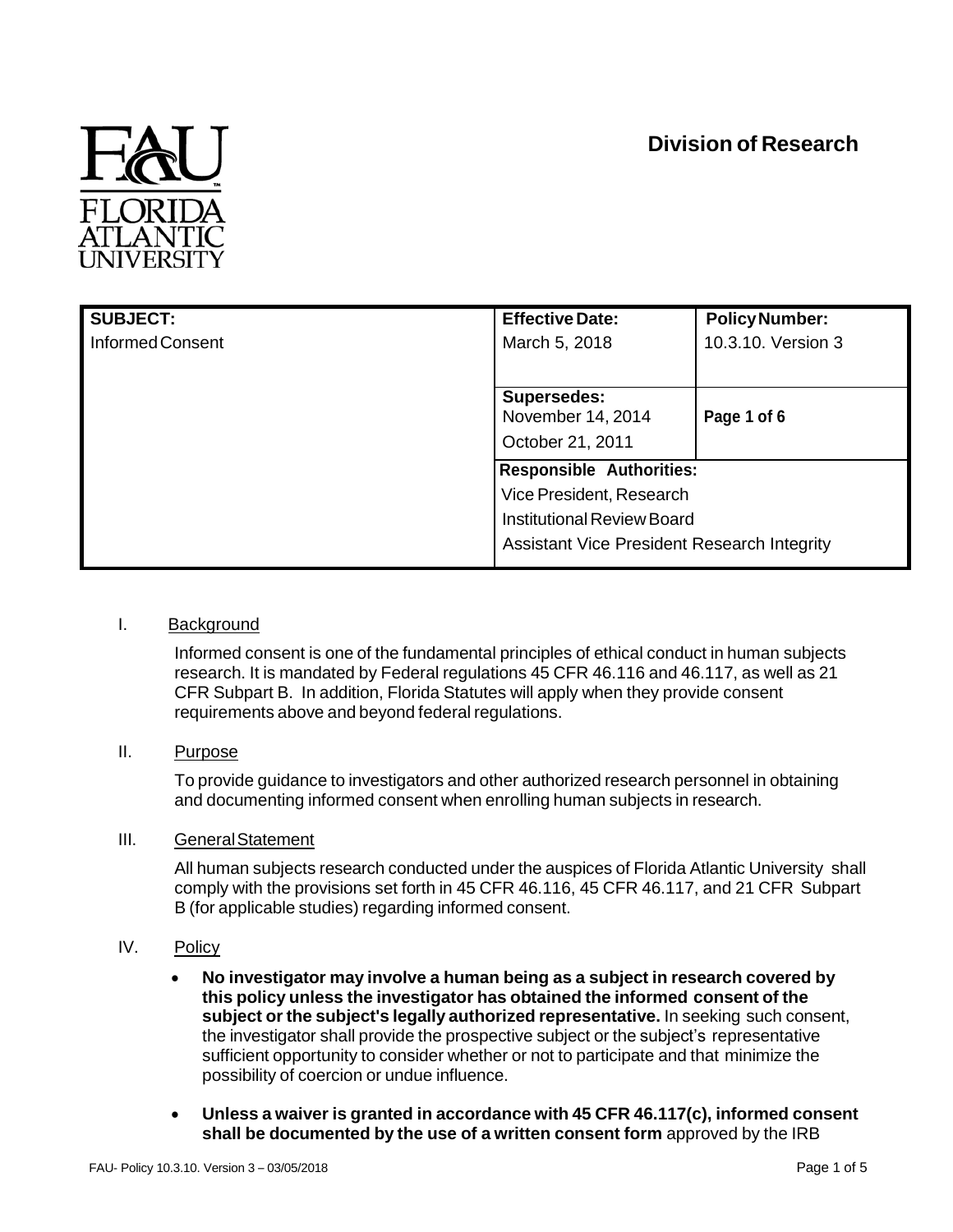**Division of Research**

| SUBJECT: | Effective Date: | Policy Number: |
|---|---|---|
| Informed Consent | March 5, 2018 | 10.3.10. Version 3 |
| | **Supersedes:** November 14, 2014 October 21, 2011 | **Page 1 of 6** |
| | **Responsible Authorities:** Vice President, Research; Institutional Review Board; Assistant Vice President Research Integrity | |

I. Background

Informed consent is one of the fundamental principles of ethical conduct in human subjects research. It is mandated by Federal regulations 45 CFR 46.116 and 46.117, as well as 21 CFR Subpart B. In addition, Florida Statutes will apply when they provide consent requirements above and beyond federal regulations.

II. Purpose

To provide guidance to investigators and other authorized research personnel in obtaining and documenting informed consent when enrolling human subjects in research.

III. General Statement

All human subjects research conducted under the auspices of Florida Atlantic University shall comply with the provisions set forth in 45 CFR 46.116, 45 CFR 46.117, and 21 CFR Subpart B (for applicable studies) regarding informed consent.

IV. Policy

- **No investigator may involve a human being as a subject in research covered by this policy unless the investigator has obtained the informed consent of the subject or the subject's legally authorized representative.** In seeking such consent, the investigator shall provide the prospective subject or the subject's representative sufficient opportunity to consider whether or not to participate and that minimize the possibility of coercion or undue influence.

- **Unless a waiver is granted in accordance with 45 CFR 46.117(c), informed consent shall be documented by the use of a written consent form** approved by the IRB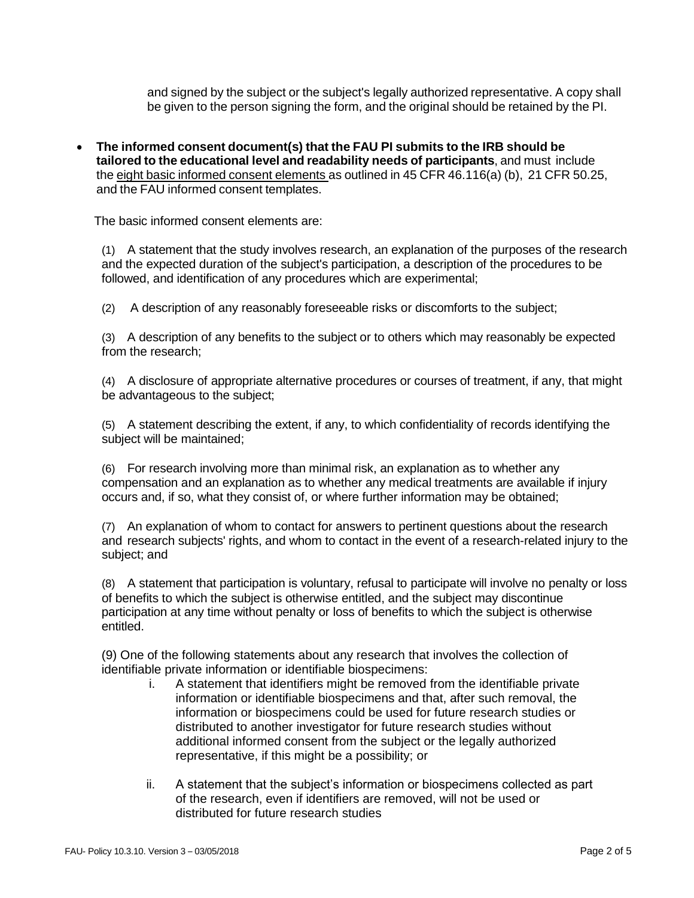and signed by the subject or the subject's legally authorized representative. A copy shall be given to the person signing the form, and the original should be retained by the PI.

- **The informed consent document(s) that the FAU PI submits to the IRB should be tailored to the educational level and readability needs of participants**, and must include the eight basic informed consent elements as outlined in 45 CFR 46.116(a) (b), 21 CFR 50.25, and the FAU informed consent templates.

The basic informed consent elements are:

(1) A statement that the study involves research, an explanation of the purposes of the research and the expected duration of the subject's participation, a description of the procedures to be followed, and identification of any procedures which are experimental;

(2) A description of any reasonably foreseeable risks or discomforts to the subject;

(3) A description of any benefits to the subject or to others which may reasonably be expected from the research;

(4) A disclosure of appropriate alternative procedures or courses of treatment, if any, that might be advantageous to the subject;

(5) A statement describing the extent, if any, to which confidentiality of records identifying the subject will be maintained;

(6) For research involving more than minimal risk, an explanation as to whether any compensation and an explanation as to whether any medical treatments are available if injury occurs and, if so, what they consist of, or where further information may be obtained;

(7) An explanation of whom to contact for answers to pertinent questions about the research and research subjects' rights, and whom to contact in the event of a research-related injury to the subject; and

(8) A statement that participation is voluntary, refusal to participate will involve no penalty or loss of benefits to which the subject is otherwise entitled, and the subject may discontinue participation at any time without penalty or loss of benefits to which the subject is otherwise entitled.

(9) One of the following statements about any research that involves the collection of identifiable private information or identifiable biospecimens:

i. A statement that identifiers might be removed from the identifiable private information or identifiable biospecimens and that, after such removal, the information or biospecimens could be used for future research studies or distributed to another investigator for future research studies without additional informed consent from the subject or the legally authorized representative, if this might be a possibility; or

ii. A statement that the subject's information or biospecimens collected as part of the research, even if identifiers are removed, will not be used or distributed for future research studies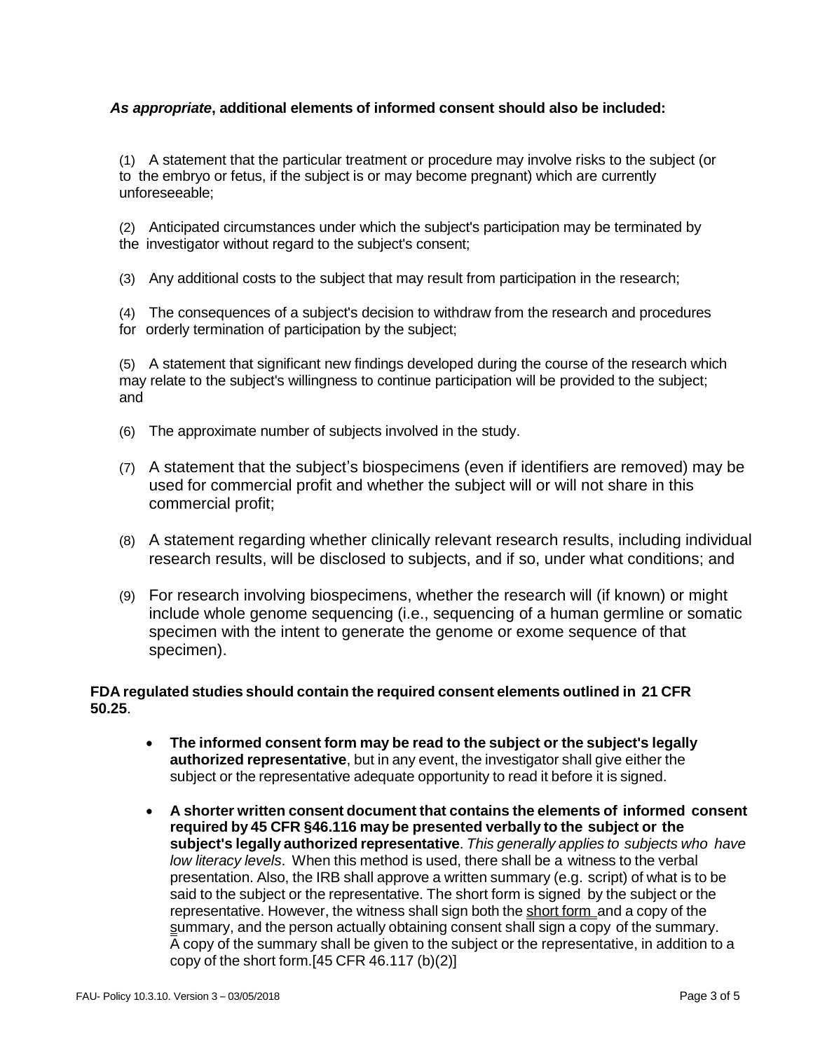***As appropriate*, additional elements of informed consent should also be included:**

(1) A statement that the particular treatment or procedure may involve risks to the subject (or to the embryo or fetus, if the subject is or may become pregnant) which are currently unforeseeable;

(2) Anticipated circumstances under which the subject's participation may be terminated by the investigator without regard to the subject's consent;

(3) Any additional costs to the subject that may result from participation in the research;

(4) The consequences of a subject's decision to withdraw from the research and procedures for orderly termination of participation by the subject;

(5) A statement that significant new findings developed during the course of the research which may relate to the subject's willingness to continue participation will be provided to the subject; and

(6) The approximate number of subjects involved in the study.

(7) A statement that the subject's biospecimens (even if identifiers are removed) may be used for commercial profit and whether the subject will or will not share in this commercial profit;

(8) A statement regarding whether clinically relevant research results, including individual research results, will be disclosed to subjects, and if so, under what conditions; and

(9) For research involving biospecimens, whether the research will (if known) or might include whole genome sequencing (i.e., sequencing of a human germline or somatic specimen with the intent to generate the genome or exome sequence of that specimen).

**FDA regulated studies should contain the required consent elements outlined in 21 CFR 50.25**.

- **The informed consent form may be read to the subject or the subject's legally authorized representative**, but in any event, the investigator shall give either the subject or the representative adequate opportunity to read it before it is signed.
- **A shorter written consent document that contains the elements of informed consent required by 45 CFR §46.116 may be presented verbally to the subject or the subject's legally authorized representative**. *This generally applies to subjects who have low literacy levels*. When this method is used, there shall be a witness to the verbal presentation. Also, the IRB shall approve a written summary (e.g. script) of what is to be said to the subject or the representative. The short form is signed by the subject or the representative. However, the witness shall sign both the short form and a copy of the summary, and the person actually obtaining consent shall sign a copy of the summary. A copy of the summary shall be given to the subject or the representative, in addition to a copy of the short form.[45 CFR 46.117 (b)(2)]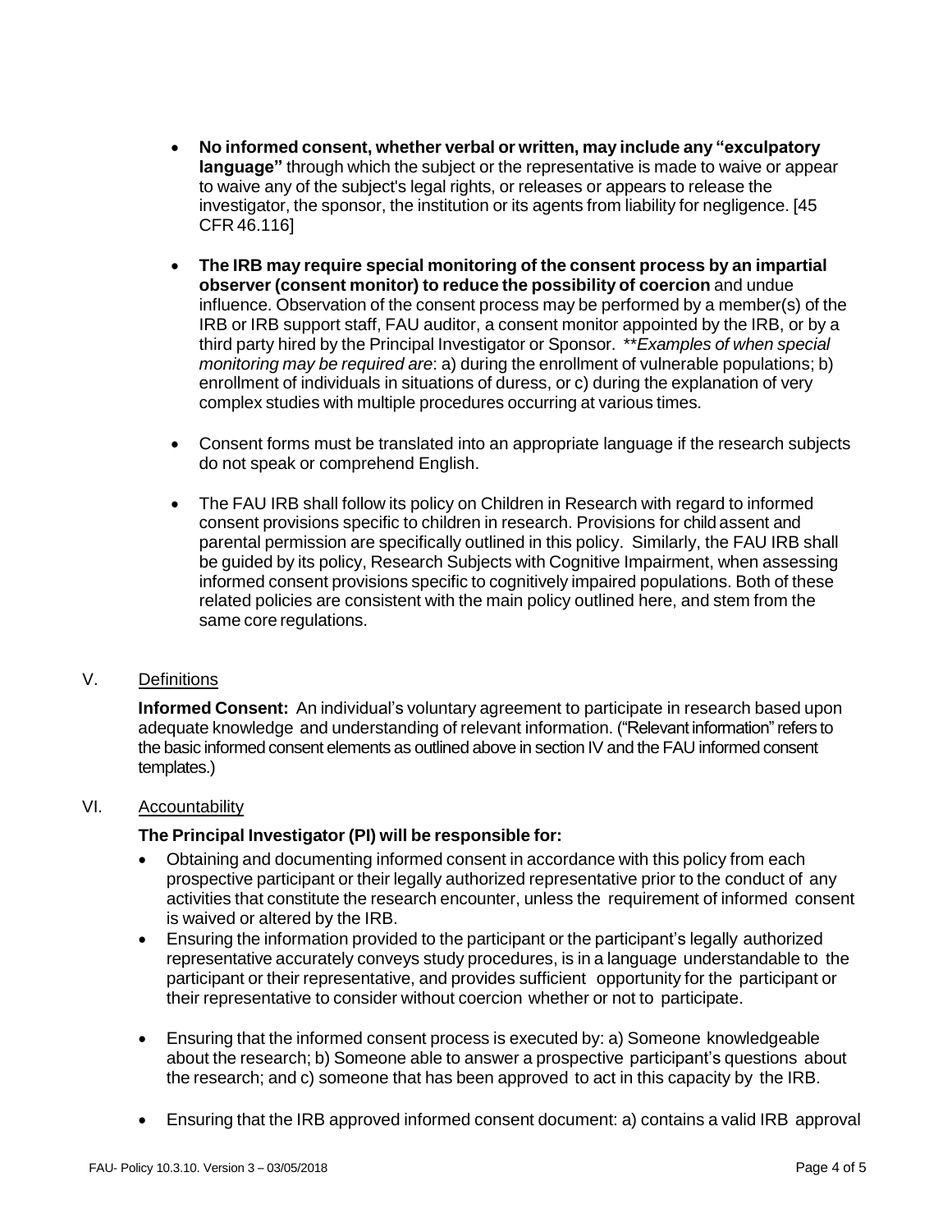- **No informed consent, whether verbal or written, may include any "exculpatory language"** through which the subject or the representative is made to waive or appear to waive any of the subject's legal rights, or releases or appears to release the investigator, the sponsor, the institution or its agents from liability for negligence. [45 CFR 46.116]

- **The IRB may require special monitoring of the consent process by an impartial observer (consent monitor) to reduce the possibility of coercion** and undue influence. Observation of the consent process may be performed by a member(s) of the IRB or IRB support staff, FAU auditor, a consent monitor appointed by the IRB, or by a third party hired by the Principal Investigator or Sponsor. *\*\*Examples of when special monitoring may be required are*: a) during the enrollment of vulnerable populations; b) enrollment of individuals in situations of duress, or c) during the explanation of very complex studies with multiple procedures occurring at various times.

- Consent forms must be translated into an appropriate language if the research subjects do not speak or comprehend English.

- The FAU IRB shall follow its policy on Children in Research with regard to informed consent provisions specific to children in research. Provisions for child assent and parental permission are specifically outlined in this policy. Similarly, the FAU IRB shall be guided by its policy, Research Subjects with Cognitive Impairment, when assessing informed consent provisions specific to cognitively impaired populations. Both of these related policies are consistent with the main policy outlined here, and stem from the same core regulations.

## V. Definitions

**Informed Consent:** An individual's voluntary agreement to participate in research based upon adequate knowledge and understanding of relevant information. ("Relevant information" refers to the basic informed consent elements as outlined above in section IV and the FAU informed consent templates.)

## VI. Accountability

**The Principal Investigator (PI) will be responsible for:**

- Obtaining and documenting informed consent in accordance with this policy from each prospective participant or their legally authorized representative prior to the conduct of any activities that constitute the research encounter, unless the requirement of informed consent is waived or altered by the IRB.
- Ensuring the information provided to the participant or the participant's legally authorized representative accurately conveys study procedures, is in a language understandable to the participant or their representative, and provides sufficient opportunity for the participant or their representative to consider without coercion whether or not to participate.

- Ensuring that the informed consent process is executed by: a) Someone knowledgeable about the research; b) Someone able to answer a prospective participant's questions about the research; and c) someone that has been approved to act in this capacity by the IRB.

- Ensuring that the IRB approved informed consent document: a) contains a valid IRB approval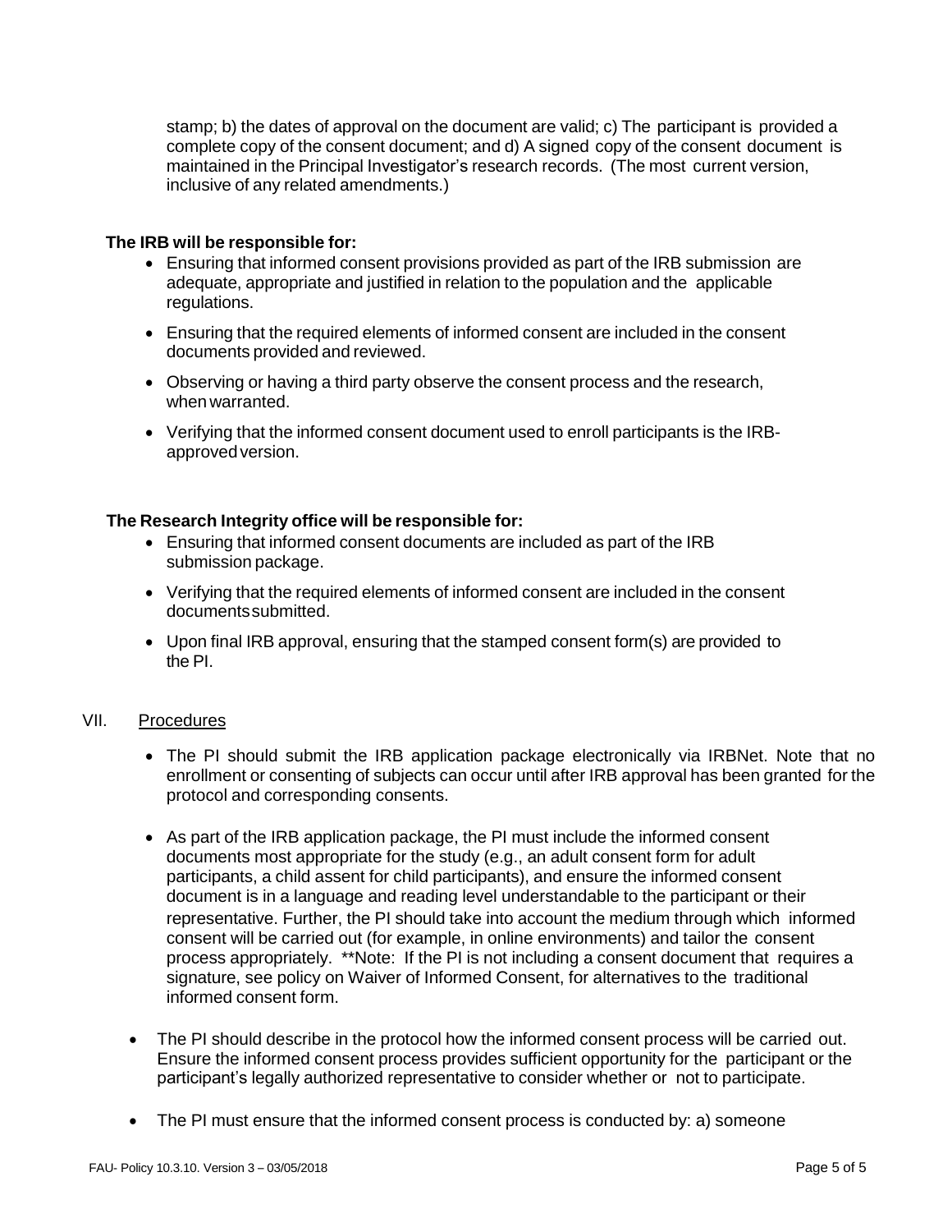stamp; b) the dates of approval on the document are valid; c) The participant is provided a complete copy of the consent document; and d) A signed copy of the consent document is maintained in the Principal Investigator's research records. (The most current version, inclusive of any related amendments.)

**The IRB will be responsible for:**

- Ensuring that informed consent provisions provided as part of the IRB submission are adequate, appropriate and justified in relation to the population and the applicable regulations.
- Ensuring that the required elements of informed consent are included in the consent documents provided and reviewed.
- Observing or having a third party observe the consent process and the research, when warranted.
- Verifying that the informed consent document used to enroll participants is the IRB-approved version.

**The Research Integrity office will be responsible for:**

- Ensuring that informed consent documents are included as part of the IRB submission package.
- Verifying that the required elements of informed consent are included in the consent documents submitted.
- Upon final IRB approval, ensuring that the stamped consent form(s) are provided to the PI.

## VII. Procedures

- The PI should submit the IRB application package electronically via IRBNet. Note that no enrollment or consenting of subjects can occur until after IRB approval has been granted for the protocol and corresponding consents.
- As part of the IRB application package, the PI must include the informed consent documents most appropriate for the study (e.g., an adult consent form for adult participants, a child assent for child participants), and ensure the informed consent document is in a language and reading level understandable to the participant or their representative. Further, the PI should take into account the medium through which informed consent will be carried out (for example, in online environments) and tailor the consent process appropriately. **Note: If the PI is not including a consent document that requires a signature, see policy on Waiver of Informed Consent, for alternatives to the traditional informed consent form.
- The PI should describe in the protocol how the informed consent process will be carried out. Ensure the informed consent process provides sufficient opportunity for the participant or the participant's legally authorized representative to consider whether or not to participate.
- The PI must ensure that the informed consent process is conducted by: a) someone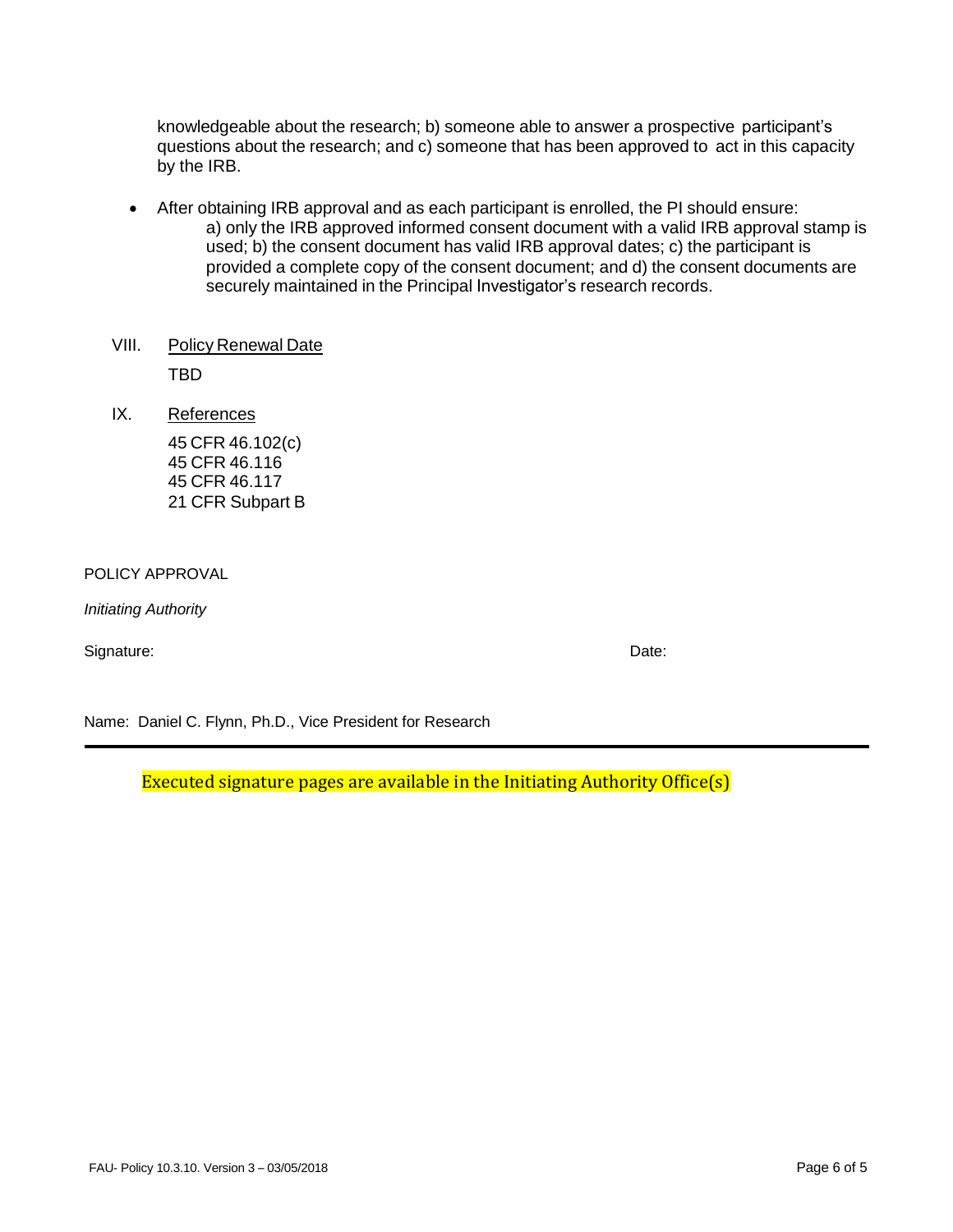knowledgeable about the research; b) someone able to answer a prospective participant's questions about the research; and c) someone that has been approved to act in this capacity by the IRB.

- After obtaining IRB approval and as each participant is enrolled, the PI should ensure:
  a) only the IRB approved informed consent document with a valid IRB approval stamp is used; b) the consent document has valid IRB approval dates; c) the participant is provided a complete copy of the consent document; and d) the consent documents are securely maintained in the Principal Investigator's research records.

## VIII. Policy Renewal Date

TBD

## IX. References

45 CFR 46.102(c)
45 CFR 46.116
45 CFR 46.117
21 CFR Subpart B

POLICY APPROVAL

*Initiating Authority*

Signature: Date:

Name: Daniel C. Flynn, Ph.D., Vice President for Research

---

Executed signature pages are available in the Initiating Authority Office(s)